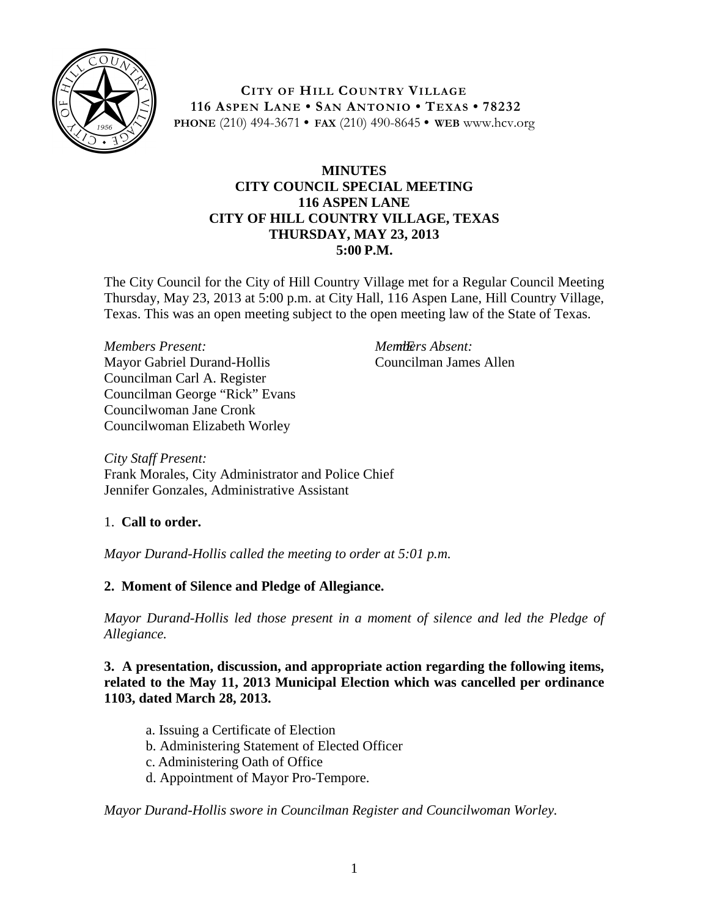**CITY OF HILL COUNTRY VILLAGE**
**116 ASPEN LANE • SAN ANTONIO • TEXAS • 78232**
**PHONE** (210) 494-3671 • **FAX** (210) 490-8645 • **WEB** www.hcv.org

# MINUTES
## CITY COUNCIL SPECIAL MEETING
## 116 ASPEN LANE
## CITY OF HILL COUNTRY VILLAGE, TEXAS
## THURSDAY, MAY 23, 2013
## 5:00 P.M.

The City Council for the City of Hill Country Village met for a Regular Council Meeting Thursday, May 23, 2013 at 5:00 p.m. at City Hall, 116 Aspen Lane, Hill Country Village, Texas. This was an open meeting subject to the open meeting law of the State of Texas.

*Members Present:*
Mayor Gabriel Durand-Hollis
Councilman Carl A. Register
Councilman George "Rick" Evans
Councilwoman Jane Cronk
Councilwoman Elizabeth Worley

*Members Absent:*
Councilman James Allen

*City Staff Present:*
Frank Morales, City Administrator and Police Chief
Jennifer Gonzales, Administrative Assistant

1. **Call to order.**

*Mayor Durand-Hollis called the meeting to order at 5:01 p.m.*

**2. Moment of Silence and Pledge of Allegiance.**

*Mayor Durand-Hollis led those present in a moment of silence and led the Pledge of Allegiance.*

**3. A presentation, discussion, and appropriate action regarding the following items, related to the May 11, 2013 Municipal Election which was cancelled per ordinance 1103, dated March 28, 2013.**

a. Issuing a Certificate of Election
b. Administering Statement of Elected Officer
c. Administering Oath of Office
d. Appointment of Mayor Pro-Tempore.

*Mayor Durand-Hollis swore in Councilman Register and Councilwoman Worley.*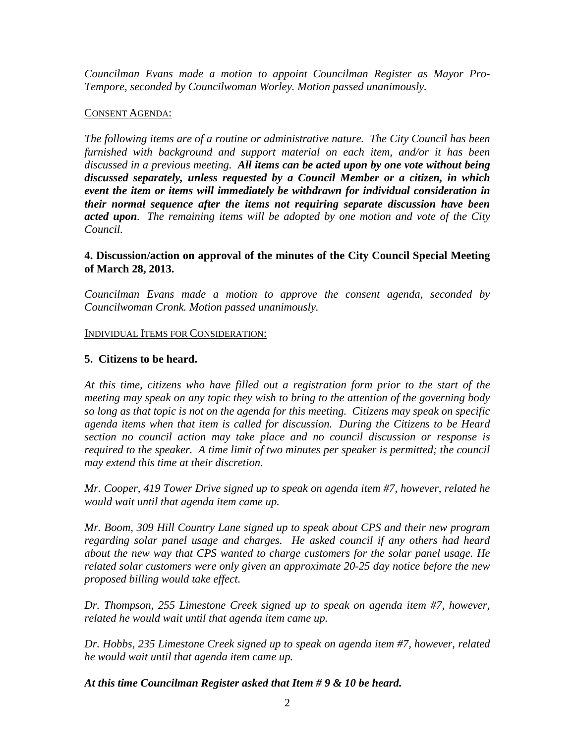*Councilman Evans made a motion to appoint Councilman Register as Mayor Pro-Tempore, seconded by Councilwoman Worley. Motion passed unanimously.*

<u>CONSENT AGENDA:</u>

*The following items are of a routine or administrative nature. The City Council has been furnished with background and support material on each item, and/or it has been discussed in a previous meeting.* ***All items can be acted upon by one vote without being discussed separately, unless requested by a Council Member or a citizen, in which event the item or items will immediately be withdrawn for individual consideration in their normal sequence after the items not requiring separate discussion have been acted upon****. The remaining items will be adopted by one motion and vote of the City Council.*

**4. Discussion/action on approval of the minutes of the City Council Special Meeting of March 28, 2013.**

*Councilman Evans made a motion to approve the consent agenda, seconded by Councilwoman Cronk. Motion passed unanimously.*

<u>INDIVIDUAL ITEMS FOR CONSIDERATION:</u>

**5. Citizens to be heard.**

*At this time, citizens who have filled out a registration form prior to the start of the meeting may speak on any topic they wish to bring to the attention of the governing body so long as that topic is not on the agenda for this meeting. Citizens may speak on specific agenda items when that item is called for discussion. During the Citizens to be Heard section no council action may take place and no council discussion or response is required to the speaker. A time limit of two minutes per speaker is permitted; the council may extend this time at their discretion.*

*Mr. Cooper, 419 Tower Drive signed up to speak on agenda item #7, however, related he would wait until that agenda item came up.*

*Mr. Boom, 309 Hill Country Lane signed up to speak about CPS and their new program regarding solar panel usage and charges. He asked council if any others had heard about the new way that CPS wanted to charge customers for the solar panel usage. He related solar customers were only given an approximate 20-25 day notice before the new proposed billing would take effect.*

*Dr. Thompson, 255 Limestone Creek signed up to speak on agenda item #7, however, related he would wait until that agenda item came up.*

*Dr. Hobbs, 235 Limestone Creek signed up to speak on agenda item #7, however, related he would wait until that agenda item came up.*

***At this time Councilman Register asked that Item # 9 & 10 be heard.***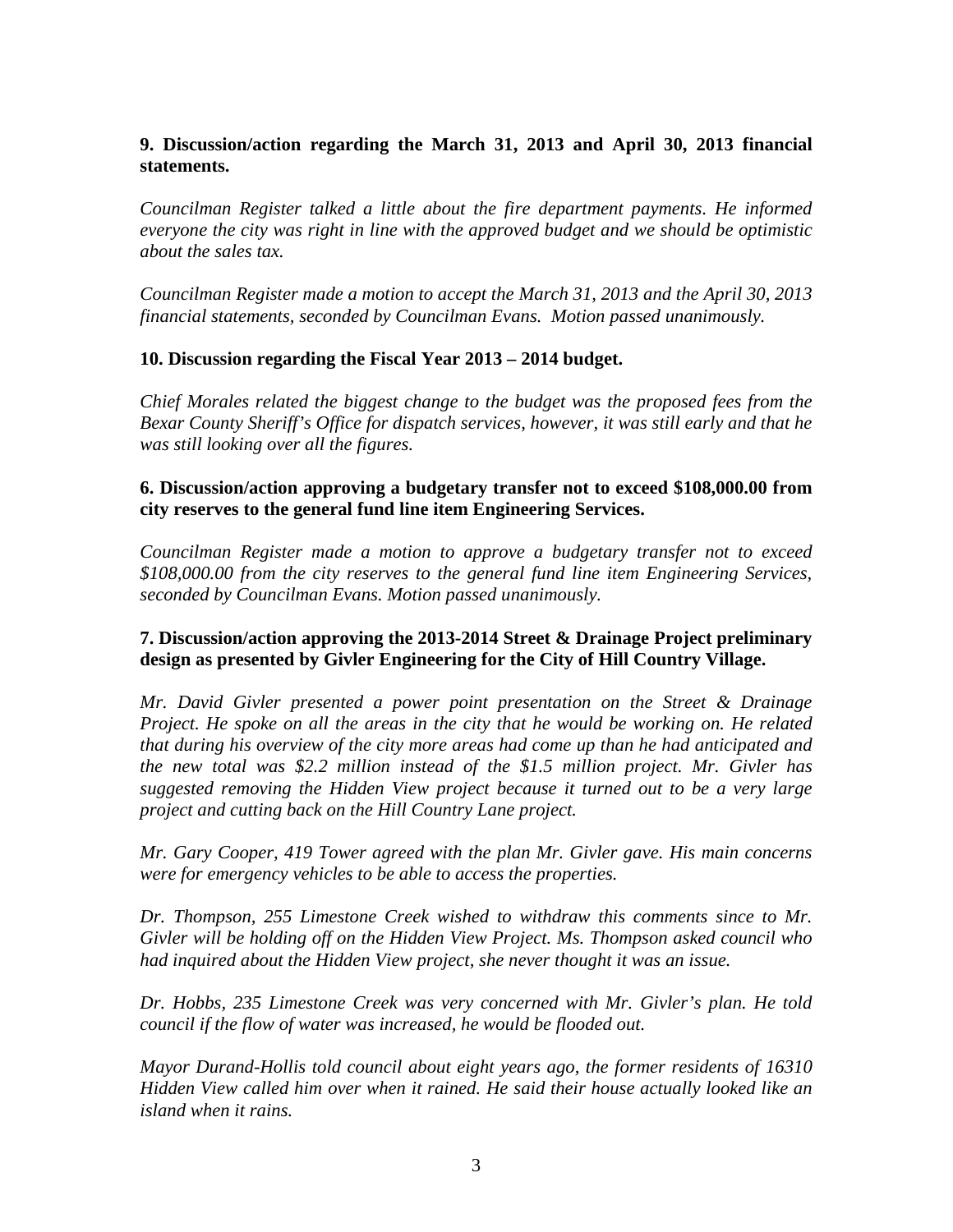**9. Discussion/action regarding the March 31, 2013 and April 30, 2013 financial statements.**

*Councilman Register talked a little about the fire department payments. He informed everyone the city was right in line with the approved budget and we should be optimistic about the sales tax.*

*Councilman Register made a motion to accept the March 31, 2013 and the April 30, 2013 financial statements, seconded by Councilman Evans. Motion passed unanimously.*

**10. Discussion regarding the Fiscal Year 2013 – 2014 budget.**

*Chief Morales related the biggest change to the budget was the proposed fees from the Bexar County Sheriff's Office for dispatch services, however, it was still early and that he was still looking over all the figures.*

**6. Discussion/action approving a budgetary transfer not to exceed $108,000.00 from city reserves to the general fund line item Engineering Services.**

*Councilman Register made a motion to approve a budgetary transfer not to exceed $108,000.00 from the city reserves to the general fund line item Engineering Services, seconded by Councilman Evans. Motion passed unanimously.*

**7. Discussion/action approving the 2013-2014 Street & Drainage Project preliminary design as presented by Givler Engineering for the City of Hill Country Village.**

*Mr. David Givler presented a power point presentation on the Street & Drainage Project. He spoke on all the areas in the city that he would be working on. He related that during his overview of the city more areas had come up than he had anticipated and the new total was $2.2 million instead of the $1.5 million project. Mr. Givler has suggested removing the Hidden View project because it turned out to be a very large project and cutting back on the Hill Country Lane project.*

*Mr. Gary Cooper, 419 Tower agreed with the plan Mr. Givler gave. His main concerns were for emergency vehicles to be able to access the properties.*

*Dr. Thompson, 255 Limestone Creek wished to withdraw this comments since to Mr. Givler will be holding off on the Hidden View Project. Ms. Thompson asked council who had inquired about the Hidden View project, she never thought it was an issue.*

*Dr. Hobbs, 235 Limestone Creek was very concerned with Mr. Givler's plan. He told council if the flow of water was increased, he would be flooded out.*

*Mayor Durand-Hollis told council about eight years ago, the former residents of 16310 Hidden View called him over when it rained. He said their house actually looked like an island when it rains.*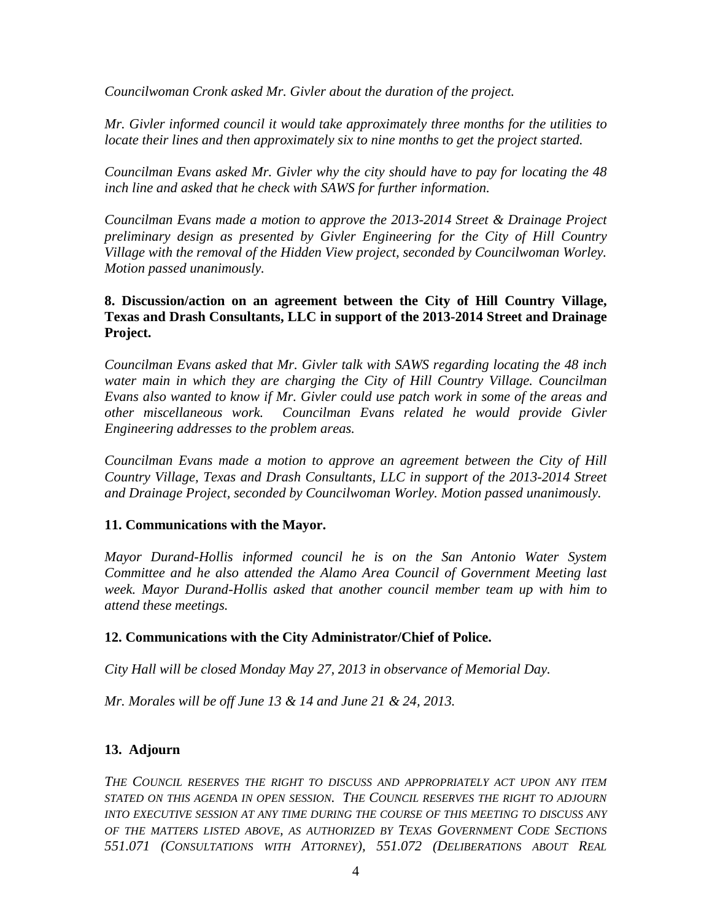*Councilwoman Cronk asked Mr. Givler about the duration of the project.*

*Mr. Givler informed council it would take approximately three months for the utilities to locate their lines and then approximately six to nine months to get the project started.*

*Councilman Evans asked Mr. Givler why the city should have to pay for locating the 48 inch line and asked that he check with SAWS for further information.*

*Councilman Evans made a motion to approve the 2013-2014 Street & Drainage Project preliminary design as presented by Givler Engineering for the City of Hill Country Village with the removal of the Hidden View project, seconded by Councilwoman Worley. Motion passed unanimously.*

**8. Discussion/action on an agreement between the City of Hill Country Village, Texas and Drash Consultants, LLC in support of the 2013-2014 Street and Drainage Project.**

*Councilman Evans asked that Mr. Givler talk with SAWS regarding locating the 48 inch water main in which they are charging the City of Hill Country Village. Councilman Evans also wanted to know if Mr. Givler could use patch work in some of the areas and other miscellaneous work. Councilman Evans related he would provide Givler Engineering addresses to the problem areas.*

*Councilman Evans made a motion to approve an agreement between the City of Hill Country Village, Texas and Drash Consultants, LLC in support of the 2013-2014 Street and Drainage Project, seconded by Councilwoman Worley. Motion passed unanimously.*

**11. Communications with the Mayor.**

*Mayor Durand-Hollis informed council he is on the San Antonio Water System Committee and he also attended the Alamo Area Council of Government Meeting last week. Mayor Durand-Hollis asked that another council member team up with him to attend these meetings.*

**12. Communications with the City Administrator/Chief of Police.**

*City Hall will be closed Monday May 27, 2013 in observance of Memorial Day.*

*Mr. Morales will be off June 13 & 14 and June 21 & 24, 2013.*

**13. Adjourn**

*THE COUNCIL RESERVES THE RIGHT TO DISCUSS AND APPROPRIATELY ACT UPON ANY ITEM STATED ON THIS AGENDA IN OPEN SESSION. THE COUNCIL RESERVES THE RIGHT TO ADJOURN INTO EXECUTIVE SESSION AT ANY TIME DURING THE COURSE OF THIS MEETING TO DISCUSS ANY OF THE MATTERS LISTED ABOVE, AS AUTHORIZED BY TEXAS GOVERNMENT CODE SECTIONS 551.071 (CONSULTATIONS WITH ATTORNEY), 551.072 (DELIBERATIONS ABOUT REAL*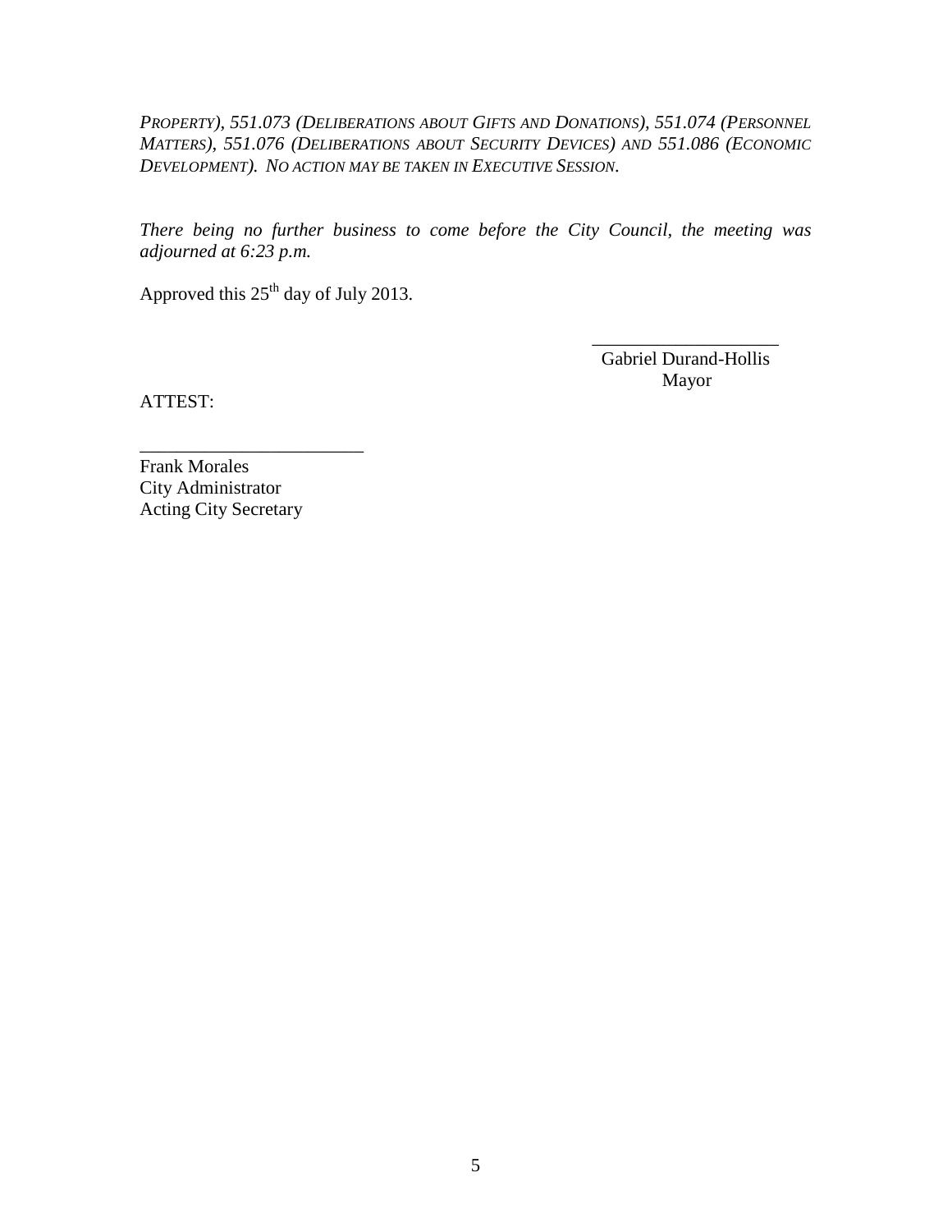*PROPERTY), 551.073 (DELIBERATIONS ABOUT GIFTS AND DONATIONS), 551.074 (PERSONNEL MATTERS), 551.076 (DELIBERATIONS ABOUT SECURITY DEVICES) AND 551.086 (ECONOMIC DEVELOPMENT). NO ACTION MAY BE TAKEN IN EXECUTIVE SESSION.*

*There being no further business to come before the City Council, the meeting was adjourned at 6:23 p.m.*

Approved this 25th day of July 2013.

\_\_\_\_\_\_\_\_\_\_\_\_\_\_\_\_\_\_\_\_
Gabriel Durand-Hollis
Mayor

ATTEST:

\_\_\_\_\_\_\_\_\_\_\_\_\_\_\_\_\_\_\_\_\_\_\_\_
Frank Morales
City Administrator
Acting City Secretary